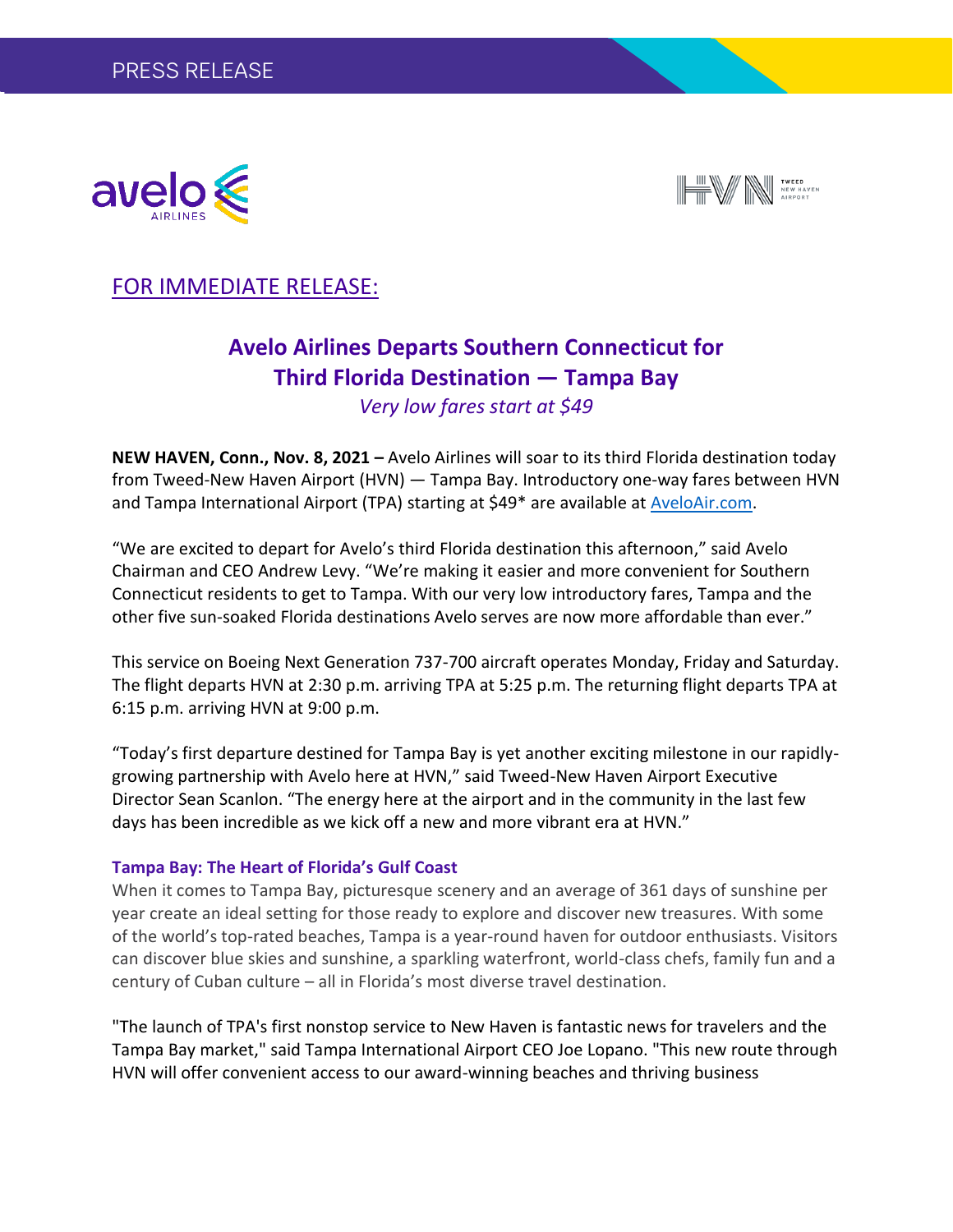PRESS RELEASE

FOR IMMEDIATE RELEASE:

# Avelo Airlines Departs Southern Connecticut for Third Florida Destination — Tampa Bay

*Very low fares start at $49*

**NEW HAVEN, Conn., Nov. 8, 2021 –** Avelo Airlines will soar to its third Florida destination today from Tweed-New Haven Airport (HVN) — Tampa Bay. Introductory one-way fares between HVN and Tampa International Airport (TPA) starting at $49* are available at AveloAir.com.

"We are excited to depart for Avelo's third Florida destination this afternoon," said Avelo Chairman and CEO Andrew Levy. "We're making it easier and more convenient for Southern Connecticut residents to get to Tampa. With our very low introductory fares, Tampa and the other five sun-soaked Florida destinations Avelo serves are now more affordable than ever."

This service on Boeing Next Generation 737-700 aircraft operates Monday, Friday and Saturday. The flight departs HVN at 2:30 p.m. arriving TPA at 5:25 p.m. The returning flight departs TPA at 6:15 p.m. arriving HVN at 9:00 p.m.

"Today's first departure destined for Tampa Bay is yet another exciting milestone in our rapidly-growing partnership with Avelo here at HVN," said Tweed-New Haven Airport Executive Director Sean Scanlon. "The energy here at the airport and in the community in the last few days has been incredible as we kick off a new and more vibrant era at HVN."

### Tampa Bay: The Heart of Florida's Gulf Coast

When it comes to Tampa Bay, picturesque scenery and an average of 361 days of sunshine per year create an ideal setting for those ready to explore and discover new treasures. With some of the world's top-rated beaches, Tampa is a year-round haven for outdoor enthusiasts. Visitors can discover blue skies and sunshine, a sparkling waterfront, world-class chefs, family fun and a century of Cuban culture – all in Florida's most diverse travel destination.

"The launch of TPA's first nonstop service to New Haven is fantastic news for travelers and the Tampa Bay market," said Tampa International Airport CEO Joe Lopano. "This new route through HVN will offer convenient access to our award-winning beaches and thriving business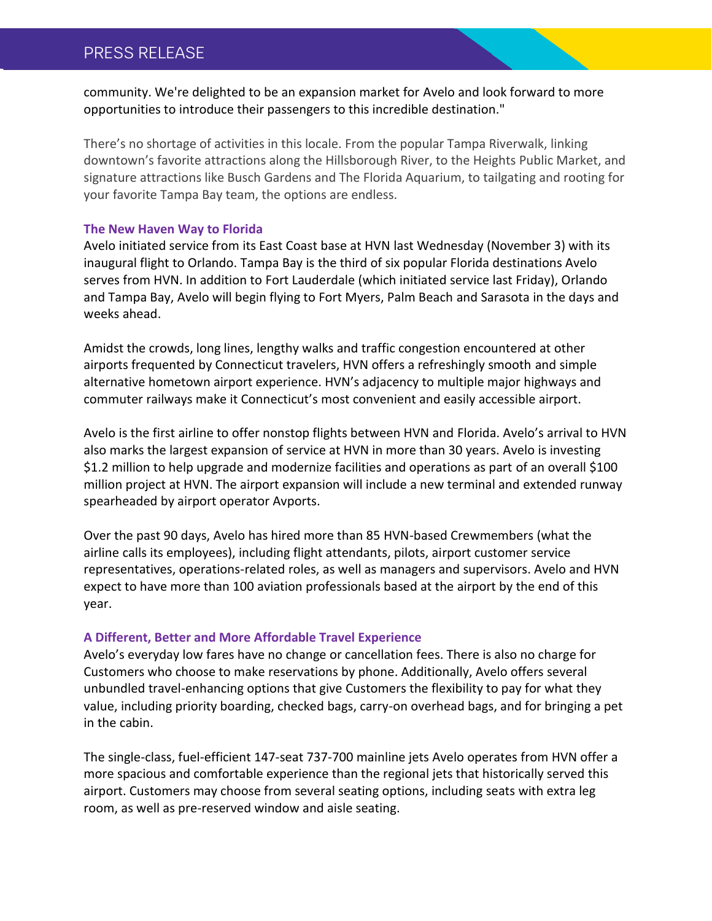community. We're delighted to be an expansion market for Avelo and look forward to more opportunities to introduce their passengers to this incredible destination."

There's no shortage of activities in this locale. From the popular Tampa Riverwalk, linking downtown's favorite attractions along the Hillsborough River, to the Heights Public Market, and signature attractions like Busch Gardens and The Florida Aquarium, to tailgating and rooting for your favorite Tampa Bay team, the options are endless.

**The New Haven Way to Florida**

Avelo initiated service from its East Coast base at HVN last Wednesday (November 3) with its inaugural flight to Orlando. Tampa Bay is the third of six popular Florida destinations Avelo serves from HVN. In addition to Fort Lauderdale (which initiated service last Friday), Orlando and Tampa Bay, Avelo will begin flying to Fort Myers, Palm Beach and Sarasota in the days and weeks ahead.

Amidst the crowds, long lines, lengthy walks and traffic congestion encountered at other airports frequented by Connecticut travelers, HVN offers a refreshingly smooth and simple alternative hometown airport experience. HVN's adjacency to multiple major highways and commuter railways make it Connecticut's most convenient and easily accessible airport.

Avelo is the first airline to offer nonstop flights between HVN and Florida. Avelo's arrival to HVN also marks the largest expansion of service at HVN in more than 30 years. Avelo is investing $1.2 million to help upgrade and modernize facilities and operations as part of an overall $100 million project at HVN. The airport expansion will include a new terminal and extended runway spearheaded by airport operator Avports.

Over the past 90 days, Avelo has hired more than 85 HVN-based Crewmembers (what the airline calls its employees), including flight attendants, pilots, airport customer service representatives, operations-related roles, as well as managers and supervisors. Avelo and HVN expect to have more than 100 aviation professionals based at the airport by the end of this year.

**A Different, Better and More Affordable Travel Experience**

Avelo's everyday low fares have no change or cancellation fees. There is also no charge for Customers who choose to make reservations by phone. Additionally, Avelo offers several unbundled travel-enhancing options that give Customers the flexibility to pay for what they value, including priority boarding, checked bags, carry-on overhead bags, and for bringing a pet in the cabin.

The single-class, fuel-efficient 147-seat 737-700 mainline jets Avelo operates from HVN offer a more spacious and comfortable experience than the regional jets that historically served this airport. Customers may choose from several seating options, including seats with extra leg room, as well as pre-reserved window and aisle seating.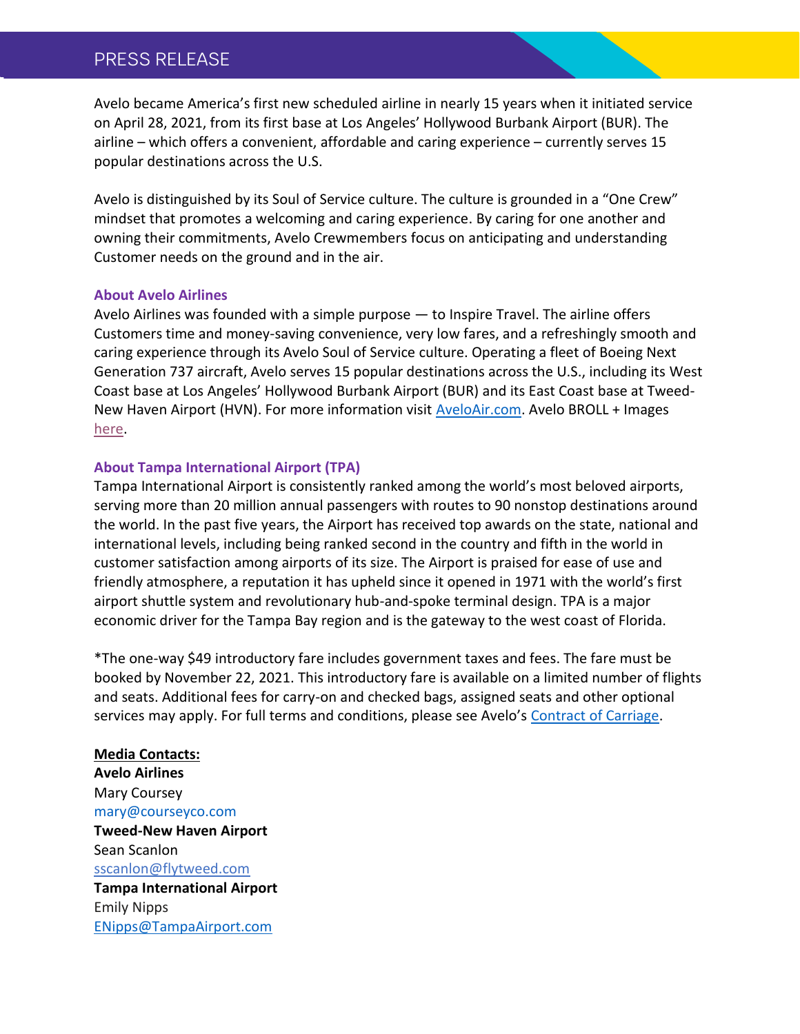Avelo became America's first new scheduled airline in nearly 15 years when it initiated service on April 28, 2021, from its first base at Los Angeles' Hollywood Burbank Airport (BUR). The airline – which offers a convenient, affordable and caring experience – currently serves 15 popular destinations across the U.S.

Avelo is distinguished by its Soul of Service culture. The culture is grounded in a "One Crew" mindset that promotes a welcoming and caring experience. By caring for one another and owning their commitments, Avelo Crewmembers focus on anticipating and understanding Customer needs on the ground and in the air.

### About Avelo Airlines

Avelo Airlines was founded with a simple purpose — to Inspire Travel. The airline offers Customers time and money-saving convenience, very low fares, and a refreshingly smooth and caring experience through its Avelo Soul of Service culture. Operating a fleet of Boeing Next Generation 737 aircraft, Avelo serves 15 popular destinations across the U.S., including its West Coast base at Los Angeles' Hollywood Burbank Airport (BUR) and its East Coast base at Tweed-New Haven Airport (HVN). For more information visit AveloAir.com. Avelo BROLL + Images here.

### About Tampa International Airport (TPA)

Tampa International Airport is consistently ranked among the world's most beloved airports, serving more than 20 million annual passengers with routes to 90 nonstop destinations around the world. In the past five years, the Airport has received top awards on the state, national and international levels, including being ranked second in the country and fifth in the world in customer satisfaction among airports of its size. The Airport is praised for ease of use and friendly atmosphere, a reputation it has upheld since it opened in 1971 with the world's first airport shuttle system and revolutionary hub-and-spoke terminal design. TPA is a major economic driver for the Tampa Bay region and is the gateway to the west coast of Florida.

*The one-way $49 introductory fare includes government taxes and fees. The fare must be booked by November 22, 2021. This introductory fare is available on a limited number of flights and seats. Additional fees for carry-on and checked bags, assigned seats and other optional services may apply. For full terms and conditions, please see Avelo's Contract of Carriage.

**Media Contacts:**

**Avelo Airlines**
Mary Coursey
mary@courseyco.com

**Tweed-New Haven Airport**
Sean Scanlon
sscanlon@flytweed.com

**Tampa International Airport**
Emily Nipps
ENipps@TampaAirport.com